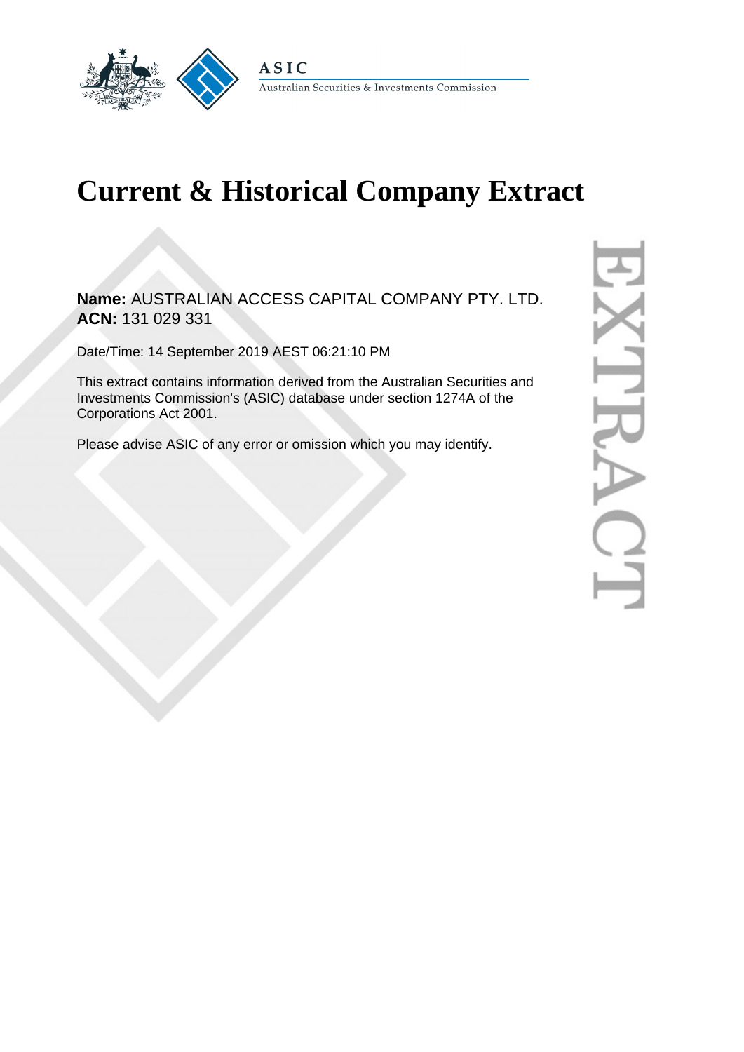ASIC

Australian Securities & Investments Commission

# Current & Historical Company Extract

**Name:** AUSTRALIAN ACCESS CAPITAL COMPANY PTY. LTD.
**ACN:** 131 029 331

Date/Time: 14 September 2019 AEST 06:21:10 PM

This extract contains information derived from the Australian Securities and Investments Commission's (ASIC) database under section 1274A of the Corporations Act 2001.

Please advise ASIC of any error or omission which you may identify.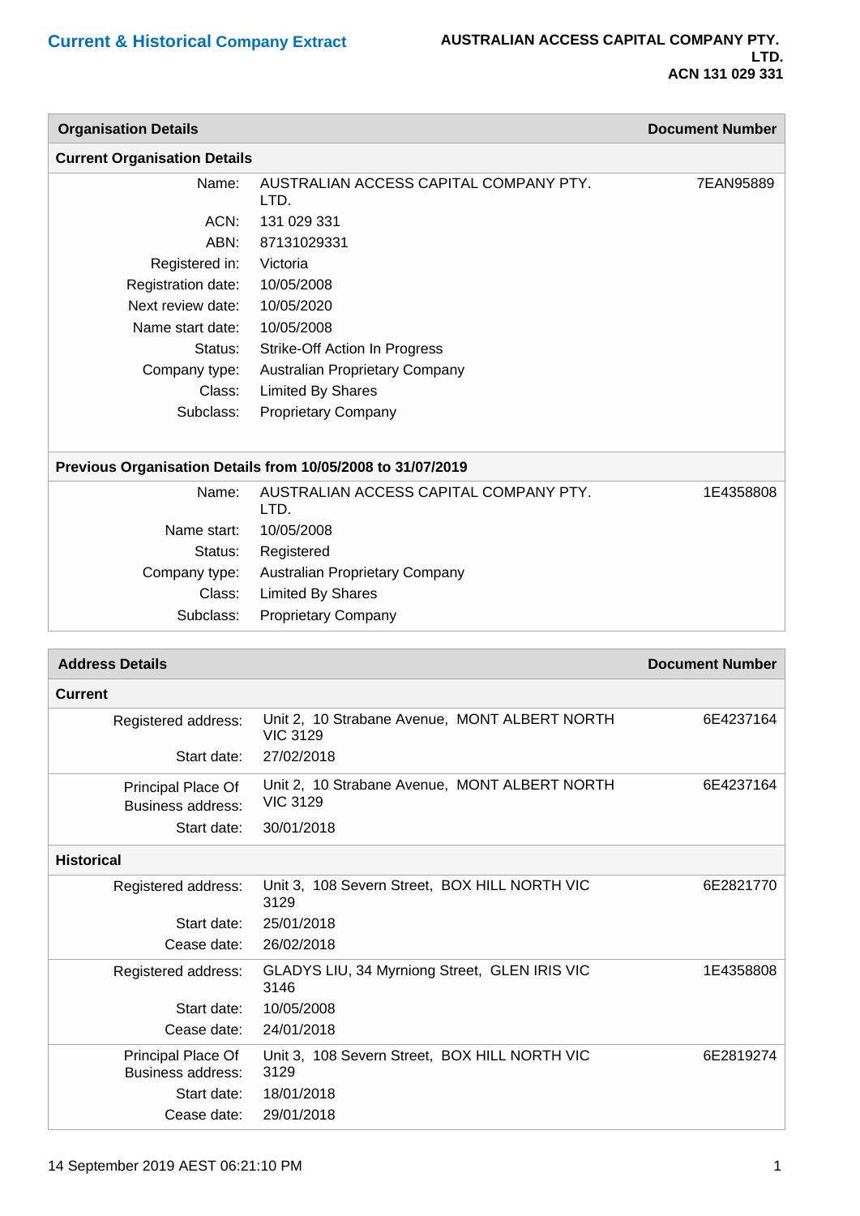# Current & Historical Company Extract

**AUSTRALIAN ACCESS CAPITAL COMPANY PTY. LTD.**
**ACN 131 029 331**

| Organisation Details | | Document Number |
|---|---|---|
| **Current Organisation Details** | | |
| Name: | AUSTRALIAN ACCESS CAPITAL COMPANY PTY. LTD. | 7EAN95889 |
| ACN: | 131 029 331 | |
| ABN: | 87131029331 | |
| Registered in: | Victoria | |
| Registration date: | 10/05/2008 | |
| Next review date: | 10/05/2020 | |
| Name start date: | 10/05/2008 | |
| Status: | Strike-Off Action In Progress | |
| Company type: | Australian Proprietary Company | |
| Class: | Limited By Shares | |
| Subclass: | Proprietary Company | |
| **Previous Organisation Details from 10/05/2008 to 31/07/2019** | | |
| Name: | AUSTRALIAN ACCESS CAPITAL COMPANY PTY. LTD. | 1E4358808 |
| Name start: | 10/05/2008 | |
| Status: | Registered | |
| Company type: | Australian Proprietary Company | |
| Class: | Limited By Shares | |
| Subclass: | Proprietary Company | |

| Address Details | | Document Number |
|---|---|---|
| **Current** | | |
| Registered address: | Unit 2, 10 Strabane Avenue, MONT ALBERT NORTH VIC 3129 | 6E4237164 |
| Start date: | 27/02/2018 | |
| Principal Place Of Business address: | Unit 2, 10 Strabane Avenue, MONT ALBERT NORTH VIC 3129 | 6E4237164 |
| Start date: | 30/01/2018 | |
| **Historical** | | |
| Registered address: | Unit 3, 108 Severn Street, BOX HILL NORTH VIC 3129 | 6E2821770 |
| Start date: | 25/01/2018 | |
| Cease date: | 26/02/2018 | |
| Registered address: | GLADYS LIU, 34 Myrniong Street, GLEN IRIS VIC 3146 | 1E4358808 |
| Start date: | 10/05/2008 | |
| Cease date: | 24/01/2018 | |
| Principal Place Of Business address: | Unit 3, 108 Severn Street, BOX HILL NORTH VIC 3129 | 6E2819274 |
| Start date: | 18/01/2018 | |
| Cease date: | 29/01/2018 | |

14 September 2019 AEST 06:21:10 PM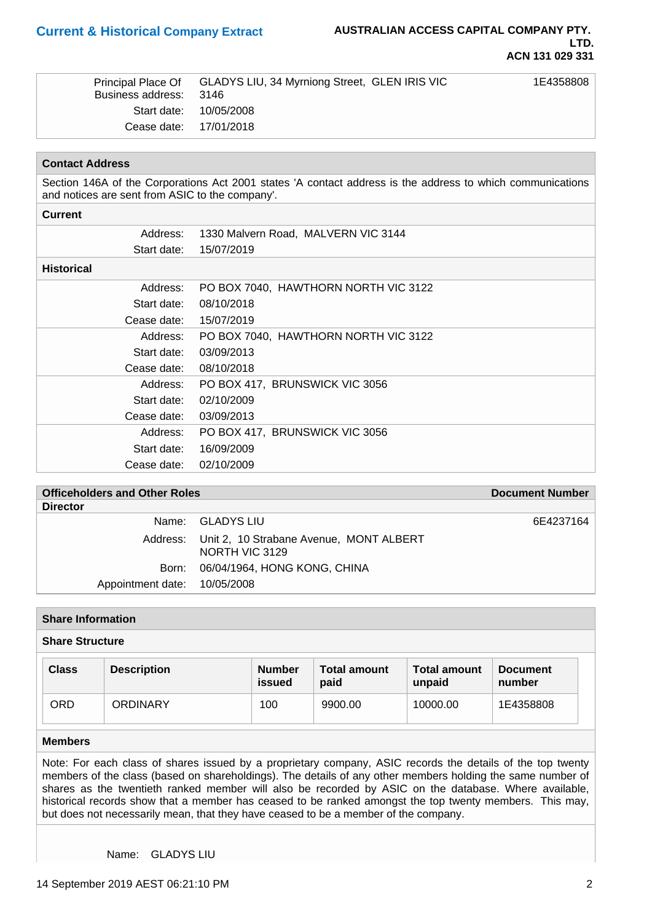| | | |
|---|---|---|
| Principal Place Of Business address: | GLADYS LIU, 34 Myrniong Street, GLEN IRIS VIC 3146 | 1E4358808 |
| Start date: | 10/05/2008 | |
| Cease date: | 17/01/2018 | |

## Contact Address

Section 146A of the Corporations Act 2001 states 'A contact address is the address to which communications and notices are sent from ASIC to the company'.

### Current

| | |
|---|---|
| Address: | 1330 Malvern Road, MALVERN VIC 3144 |
| Start date: | 15/07/2019 |

### Historical

| | |
|---|---|
| Address: | PO BOX 7040, HAWTHORN NORTH VIC 3122 |
| Start date: | 08/10/2018 |
| Cease date: | 15/07/2019 |
| Address: | PO BOX 7040, HAWTHORN NORTH VIC 3122 |
| Start date: | 03/09/2013 |
| Cease date: | 08/10/2018 |
| Address: | PO BOX 417, BRUNSWICK VIC 3056 |
| Start date: | 02/10/2009 |
| Cease date: | 03/09/2013 |
| Address: | PO BOX 417, BRUNSWICK VIC 3056 |
| Start date: | 16/09/2009 |
| Cease date: | 02/10/2009 |

## Officeholders and Other Roles

**Document Number**

### Director

| | | |
|---|---|---|
| Name: | GLADYS LIU | 6E4237164 |
| Address: | Unit 2, 10 Strabane Avenue, MONT ALBERT NORTH VIC 3129 | |
| Born: | 06/04/1964, HONG KONG, CHINA | |
| Appointment date: | 10/05/2008 | |

## Share Information

### Share Structure

| Class | Description | Number issued | Total amount paid | Total amount unpaid | Document number |
|---|---|---|---|---|---|
| ORD | ORDINARY | 100 | 9900.00 | 10000.00 | 1E4358808 |

### Members

Note: For each class of shares issued by a proprietary company, ASIC records the details of the top twenty members of the class (based on shareholdings). The details of any other members holding the same number of shares as the twentieth ranked member will also be recorded by ASIC on the database. Where available, historical records show that a member has ceased to be ranked amongst the top twenty members. This may, but does not necessarily mean, that they have ceased to be a member of the company.

Name: GLADYS LIU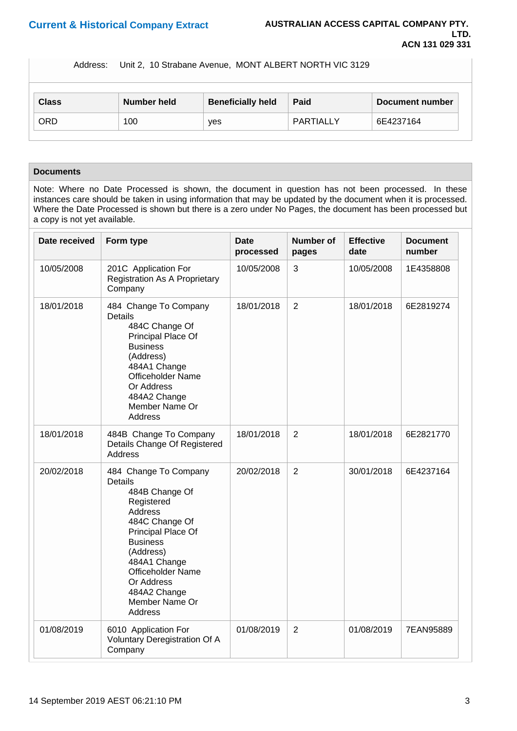Address: Unit 2, 10 Strabane Avenue, MONT ALBERT NORTH VIC 3129

| Class | Number held | Beneficially held | Paid | Document number |
| --- | --- | --- | --- | --- |
| ORD | 100 | yes | PARTIALLY | 6E4237164 |

## Documents

Note: Where no Date Processed is shown, the document in question has not been processed. In these instances care should be taken in using information that may be updated by the document when it is processed. Where the Date Processed is shown but there is a zero under No Pages, the document has been processed but a copy is not yet available.

| Date received | Form type | Date processed | Number of pages | Effective date | Document number |
| --- | --- | --- | --- | --- | --- |
| 10/05/2008 | 201C Application For Registration As A Proprietary Company | 10/05/2008 | 3 | 10/05/2008 | 1E4358808 |
| 18/01/2018 | 484 Change To Company Details<br>484C Change Of Principal Place Of Business (Address)<br>484A1 Change Officeholder Name Or Address<br>484A2 Change Member Name Or Address | 18/01/2018 | 2 | 18/01/2018 | 6E2819274 |
| 18/01/2018 | 484B Change To Company Details Change Of Registered Address | 18/01/2018 | 2 | 18/01/2018 | 6E2821770 |
| 20/02/2018 | 484 Change To Company Details<br>484B Change Of Registered Address<br>484C Change Of Principal Place Of Business (Address)<br>484A1 Change Officeholder Name Or Address<br>484A2 Change Member Name Or Address | 20/02/2018 | 2 | 30/01/2018 | 6E4237164 |
| 01/08/2019 | 6010 Application For Voluntary Deregistration Of A Company | 01/08/2019 | 2 | 01/08/2019 | 7EAN95889 |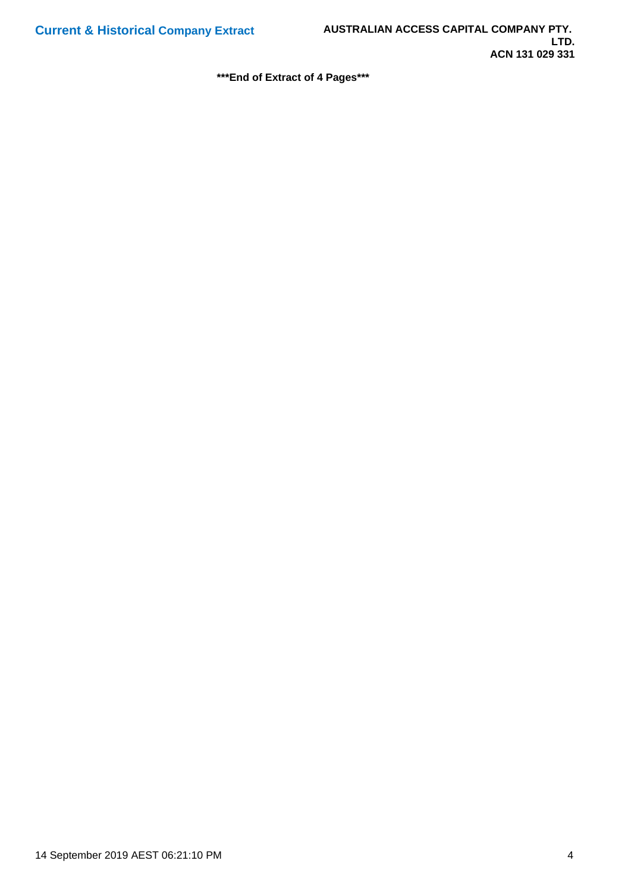***End of Extract of 4 Pages***